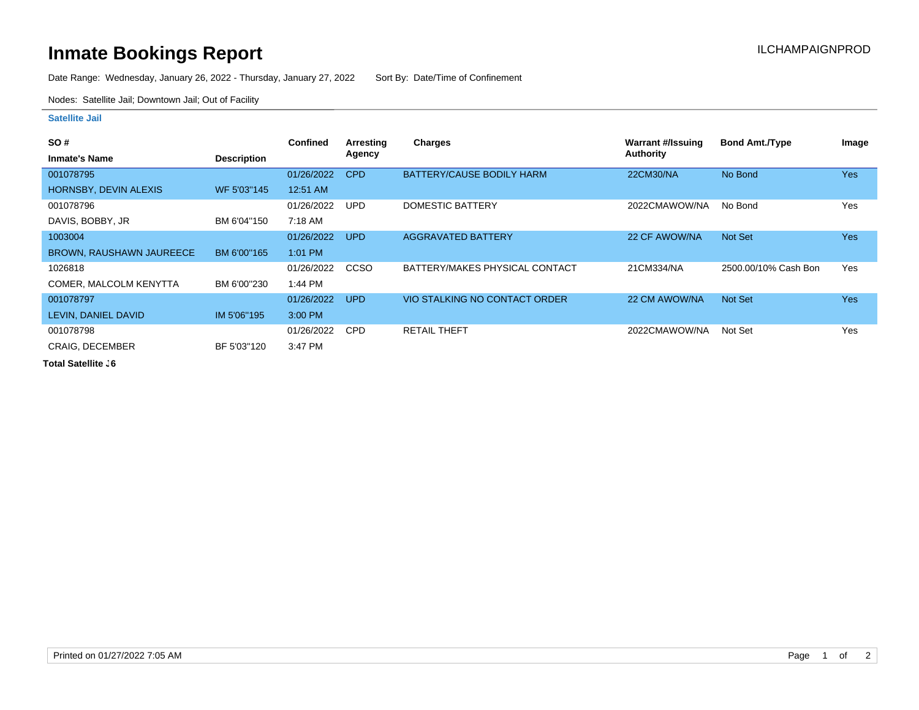# Inmate Bookings Report

ILCHAMPAIGNPROD

Date Range: Wednesday, January 26, 2022 - Thursday, January 27, 2022    Sort By: Date/Time of Confinement

Nodes: Satellite Jail; Downtown Jail; Out of Facility

## Satellite Jail

| SO # / Inmate's Name | Description | Confined | Arresting Agency | Charges | Warrant #/Issuing Authority | Bond Amt./Type | Image |
|---|---|---|---|---|---|---|---|
| 001078795<br>HORNSBY, DEVIN ALEXIS | WF 5'03"145 | 01/26/2022<br>12:51 AM | CPD | BATTERY/CAUSE BODILY HARM | 22CM30/NA | No Bond | Yes |
| 001078796<br>DAVIS, BOBBY, JR | BM 6'04"150 | 01/26/2022<br>7:18 AM | UPD | DOMESTIC BATTERY | 2022CMAWOW/NA | No Bond | Yes |
| 1003004<br>BROWN, RAUSHAWN JAUREECE | BM 6'00"165 | 01/26/2022<br>1:01 PM | UPD | AGGRAVATED BATTERY | 22 CF AWOW/NA | Not Set | Yes |
| 1026818<br>COMER, MALCOLM KENYTTA | BM 6'00"230 | 01/26/2022<br>1:44 PM | CCSO | BATTERY/MAKES PHYSICAL CONTACT | 21CM334/NA | 2500.00/10% Cash Bon | Yes |
| 001078797<br>LEVIN, DANIEL DAVID | IM 5'06"195 | 01/26/2022<br>3:00 PM | UPD | VIO STALKING NO CONTACT ORDER | 22 CM AWOW/NA | Not Set | Yes |
| 001078798<br>CRAIG, DECEMBER | BF 5'03"120 | 01/26/2022<br>3:47 PM | CPD | RETAIL THEFT | 2022CMAWOW/NA | Not Set | Yes |

**Total Satellite J6**

Printed on 01/27/2022 7:05 AM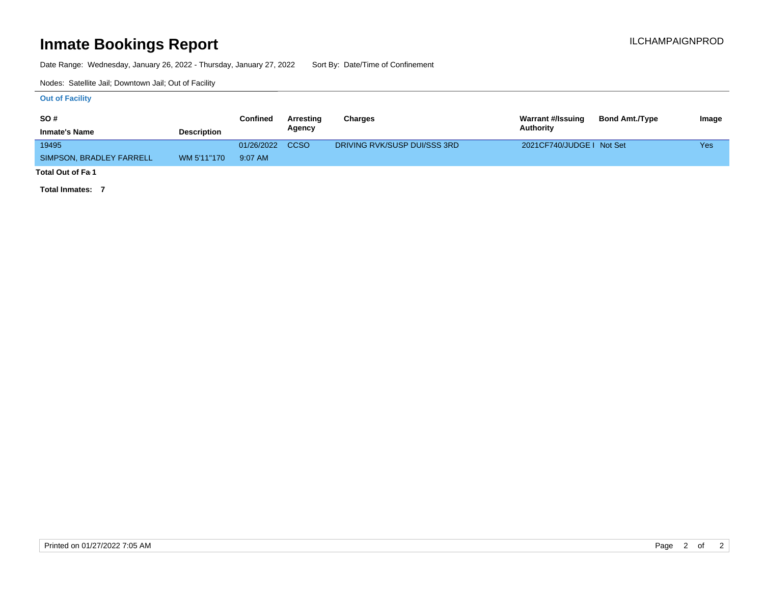# Inmate Bookings Report

ILCHAMPAIGNPROD

Date Range: Wednesday, January 26, 2022 - Thursday, January 27, 2022 Sort By: Date/Time of Confinement

Nodes: Satellite Jail; Downtown Jail; Out of Facility

**Out of Facility**

| SO # / Inmate's Name | Description | Confined | Arresting Agency | Charges | Warrant #/Issuing Authority | Bond Amt./Type | Image |
|---|---|---|---|---|---|---|---|
| 19495 SIMPSON, BRADLEY FARRELL | WM 5'11"170 | 01/26/2022 9:07 AM | CCSO | DRIVING RVK/SUSP DUI/SSS 3RD | 2021CF740/JUDGE I | Not Set | Yes |

**Total Out of Fa 1**

**Total Inmates: 7**

Printed on 01/27/2022 7:05 AM